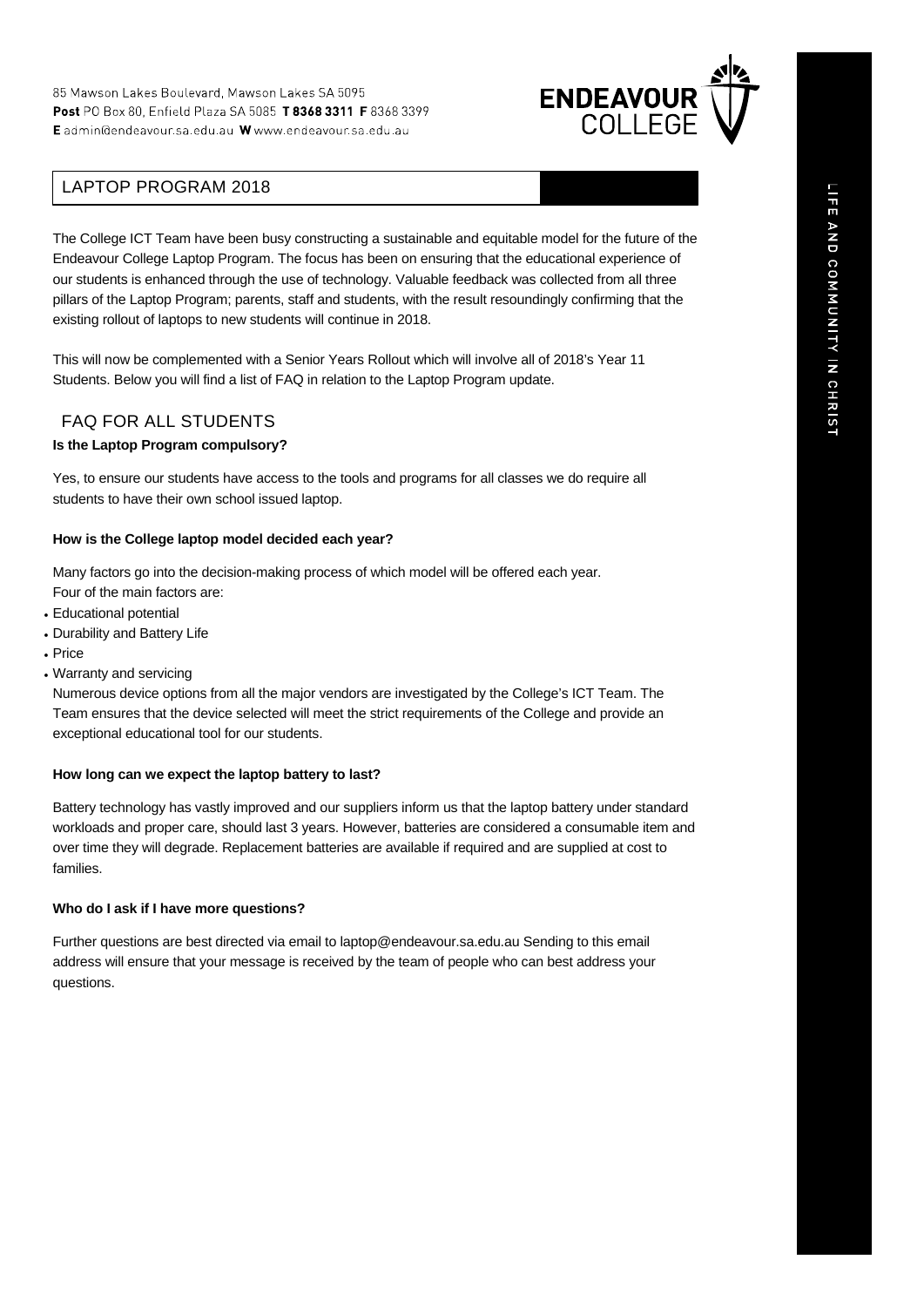85 Mawson Lakes Boulevard, Mawson Lakes SA 5095
**Post** PO Box 80, Enfield Plaza SA 5085 **T 8368 3311 F** 8368 3399
**E** admin@endeavour.sa.edu.au **W** www.endeavour.sa.edu.au

ENDEAVOUR COLLEGE

LIFE AND COMMUNITY IN CHRIST

# LAPTOP PROGRAM 2018

The College ICT Team have been busy constructing a sustainable and equitable model for the future of the Endeavour College Laptop Program. The focus has been on ensuring that the educational experience of our students is enhanced through the use of technology. Valuable feedback was collected from all three pillars of the Laptop Program; parents, staff and students, with the result resoundingly confirming that the existing rollout of laptops to new students will continue in 2018.

This will now be complemented with a Senior Years Rollout which will involve all of 2018's Year 11 Students. Below you will find a list of FAQ in relation to the Laptop Program update.

## FAQ FOR ALL STUDENTS

**Is the Laptop Program compulsory?**

Yes, to ensure our students have access to the tools and programs for all classes we do require all students to have their own school issued laptop.

**How is the College laptop model decided each year?**

Many factors go into the decision-making process of which model will be offered each year. Four of the main factors are:

- Educational potential
- Durability and Battery Life
- Price
- Warranty and servicing

Numerous device options from all the major vendors are investigated by the College's ICT Team. The Team ensures that the device selected will meet the strict requirements of the College and provide an exceptional educational tool for our students.

**How long can we expect the laptop battery to last?**

Battery technology has vastly improved and our suppliers inform us that the laptop battery under standard workloads and proper care, should last 3 years. However, batteries are considered a consumable item and over time they will degrade. Replacement batteries are available if required and are supplied at cost to families.

**Who do I ask if I have more questions?**

Further questions are best directed via email to laptop@endeavour.sa.edu.au Sending to this email address will ensure that your message is received by the team of people who can best address your questions.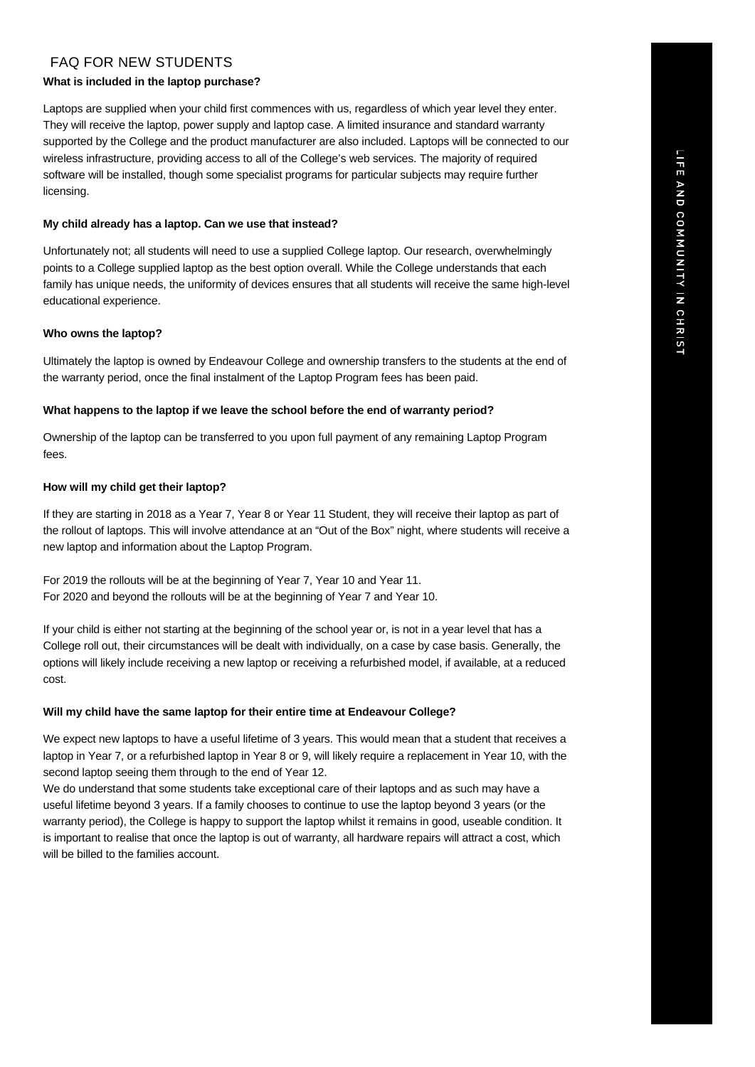## FAQ FOR NEW STUDENTS

**What is included in the laptop purchase?**

Laptops are supplied when your child first commences with us, regardless of which year level they enter. They will receive the laptop, power supply and laptop case. A limited insurance and standard warranty supported by the College and the product manufacturer are also included. Laptops will be connected to our wireless infrastructure, providing access to all of the College's web services. The majority of required software will be installed, though some specialist programs for particular subjects may require further licensing.

**My child already has a laptop. Can we use that instead?**

Unfortunately not; all students will need to use a supplied College laptop. Our research, overwhelmingly points to a College supplied laptop as the best option overall. While the College understands that each family has unique needs, the uniformity of devices ensures that all students will receive the same high-level educational experience.

**Who owns the laptop?**

Ultimately the laptop is owned by Endeavour College and ownership transfers to the students at the end of the warranty period, once the final instalment of the Laptop Program fees has been paid.

**What happens to the laptop if we leave the school before the end of warranty period?**

Ownership of the laptop can be transferred to you upon full payment of any remaining Laptop Program fees.

**How will my child get their laptop?**

If they are starting in 2018 as a Year 7, Year 8 or Year 11 Student, they will receive their laptop as part of the rollout of laptops. This will involve attendance at an "Out of the Box" night, where students will receive a new laptop and information about the Laptop Program.

For 2019 the rollouts will be at the beginning of Year 7, Year 10 and Year 11.
For 2020 and beyond the rollouts will be at the beginning of Year 7 and Year 10.

If your child is either not starting at the beginning of the school year or, is not in a year level that has a College roll out, their circumstances will be dealt with individually, on a case by case basis. Generally, the options will likely include receiving a new laptop or receiving a refurbished model, if available, at a reduced cost.

**Will my child have the same laptop for their entire time at Endeavour College?**

We expect new laptops to have a useful lifetime of 3 years. This would mean that a student that receives a laptop in Year 7, or a refurbished laptop in Year 8 or 9, will likely require a replacement in Year 10, with the second laptop seeing them through to the end of Year 12.
We do understand that some students take exceptional care of their laptops and as such may have a useful lifetime beyond 3 years. If a family chooses to continue to use the laptop beyond 3 years (or the warranty period), the College is happy to support the laptop whilst it remains in good, useable condition. It is important to realise that once the laptop is out of warranty, all hardware repairs will attract a cost, which will be billed to the families account.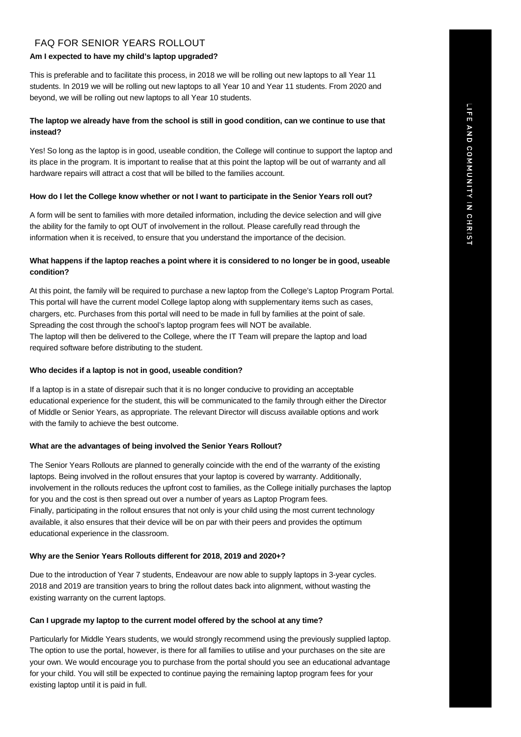## FAQ FOR SENIOR YEARS ROLLOUT

**Am I expected to have my child's laptop upgraded?**

This is preferable and to facilitate this process, in 2018 we will be rolling out new laptops to all Year 11 students. In 2019 we will be rolling out new laptops to all Year 10 and Year 11 students. From 2020 and beyond, we will be rolling out new laptops to all Year 10 students.

**The laptop we already have from the school is still in good condition, can we continue to use that instead?**

Yes! So long as the laptop is in good, useable condition, the College will continue to support the laptop and its place in the program. It is important to realise that at this point the laptop will be out of warranty and all hardware repairs will attract a cost that will be billed to the families account.

**How do I let the College know whether or not I want to participate in the Senior Years roll out?**

A form will be sent to families with more detailed information, including the device selection and will give the ability for the family to opt OUT of involvement in the rollout. Please carefully read through the information when it is received, to ensure that you understand the importance of the decision.

**What happens if the laptop reaches a point where it is considered to no longer be in good, useable condition?**

At this point, the family will be required to purchase a new laptop from the College's Laptop Program Portal. This portal will have the current model College laptop along with supplementary items such as cases, chargers, etc. Purchases from this portal will need to be made in full by families at the point of sale. Spreading the cost through the school's laptop program fees will NOT be available.
The laptop will then be delivered to the College, where the IT Team will prepare the laptop and load required software before distributing to the student.

**Who decides if a laptop is not in good, useable condition?**

If a laptop is in a state of disrepair such that it is no longer conducive to providing an acceptable educational experience for the student, this will be communicated to the family through either the Director of Middle or Senior Years, as appropriate. The relevant Director will discuss available options and work with the family to achieve the best outcome.

**What are the advantages of being involved the Senior Years Rollout?**

The Senior Years Rollouts are planned to generally coincide with the end of the warranty of the existing laptops. Being involved in the rollout ensures that your laptop is covered by warranty. Additionally, involvement in the rollouts reduces the upfront cost to families, as the College initially purchases the laptop for you and the cost is then spread out over a number of years as Laptop Program fees.
Finally, participating in the rollout ensures that not only is your child using the most current technology available, it also ensures that their device will be on par with their peers and provides the optimum educational experience in the classroom.

**Why are the Senior Years Rollouts different for 2018, 2019 and 2020+?**

Due to the introduction of Year 7 students, Endeavour are now able to supply laptops in 3-year cycles. 2018 and 2019 are transition years to bring the rollout dates back into alignment, without wasting the existing warranty on the current laptops.

**Can I upgrade my laptop to the current model offered by the school at any time?**

Particularly for Middle Years students, we would strongly recommend using the previously supplied laptop. The option to use the portal, however, is there for all families to utilise and your purchases on the site are your own. We would encourage you to purchase from the portal should you see an educational advantage for your child. You will still be expected to continue paying the remaining laptop program fees for your existing laptop until it is paid in full.

LIFE AND COMMUNITY IN CHRIST